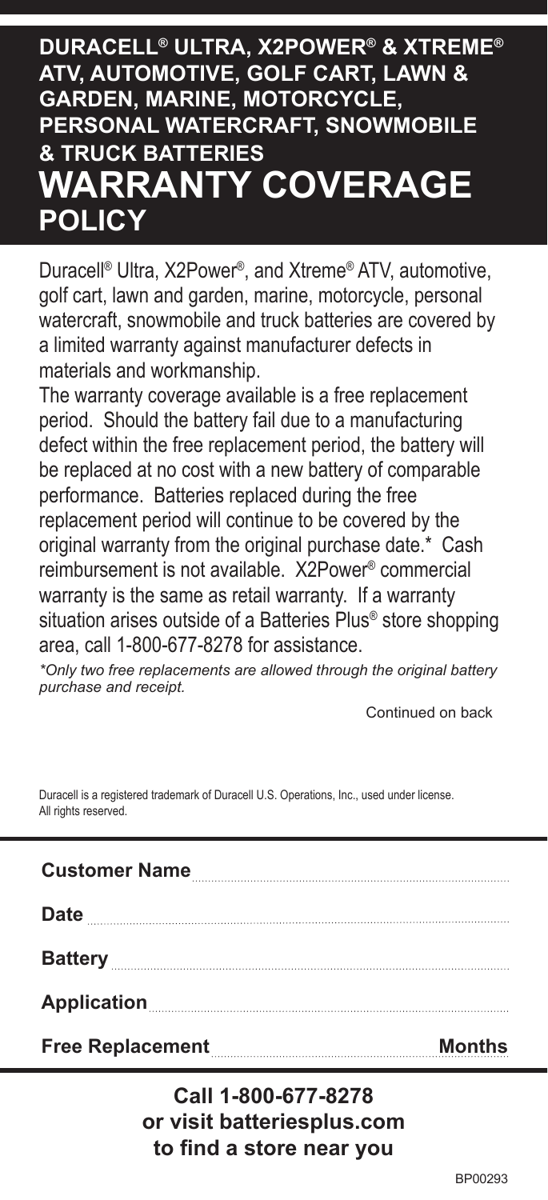# DURACELL® ULTRA, X2POWER® & XTREME® ATV, AUTOMOTIVE, GOLF CART, LAWN & GARDEN, MARINE, MOTORCYCLE, PERSONAL WATERCRAFT, SNOWMOBILE & TRUCK BATTERIES

# WARRANTY COVERAGE POLICY

Duracell® Ultra, X2Power®, and Xtreme® ATV, automotive, golf cart, lawn and garden, marine, motorcycle, personal watercraft, snowmobile and truck batteries are covered by a limited warranty against manufacturer defects in materials and workmanship.

The warranty coverage available is a free replacement period. Should the battery fail due to a manufacturing defect within the free replacement period, the battery will be replaced at no cost with a new battery of comparable performance. Batteries replaced during the free replacement period will continue to be covered by the original warranty from the original purchase date.* Cash reimbursement is not available. X2Power® commercial warranty is the same as retail warranty. If a warranty situation arises outside of a Batteries Plus® store shopping area, call 1-800-677-8278 for assistance.

*\*Only two free replacements are allowed through the original battery purchase and receipt.*

Continued on back

Duracell is a registered trademark of Duracell U.S. Operations, Inc., used under license. All rights reserved.

**Customer Name** ..........................................

**Date** ..........................................

**Battery** ..........................................

**Application** ..........................................

**Free Replacement** .......................... **Months**

**Call 1-800-677-8278**
**or visit batteriesplus.com**
**to find a store near you**

BP00293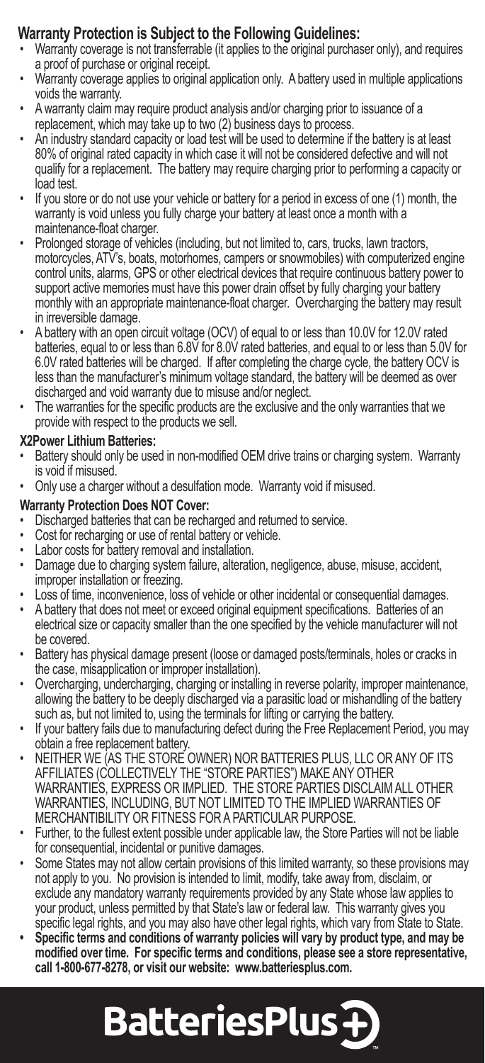## Warranty Protection is Subject to the Following Guidelines:

- Warranty coverage is not transferrable (it applies to the original purchaser only), and requires a proof of purchase or original receipt.
- Warranty coverage applies to original application only. A battery used in multiple applications voids the warranty.
- A warranty claim may require product analysis and/or charging prior to issuance of a replacement, which may take up to two (2) business days to process.
- An industry standard capacity or load test will be used to determine if the battery is at least 80% of original rated capacity in which case it will not be considered defective and will not qualify for a replacement. The battery may require charging prior to performing a capacity or load test.
- If you store or do not use your vehicle or battery for a period in excess of one (1) month, the warranty is void unless you fully charge your battery at least once a month with a maintenance-float charger.
- Prolonged storage of vehicles (including, but not limited to, cars, trucks, lawn tractors, motorcycles, ATV's, boats, motorhomes, campers or snowmobiles) with computerized engine control units, alarms, GPS or other electrical devices that require continuous battery power to support active memories must have this power drain offset by fully charging your battery monthly with an appropriate maintenance-float charger. Overcharging the battery may result in irreversible damage.
- A battery with an open circuit voltage (OCV) of equal to or less than 10.0V for 12.0V rated batteries, equal to or less than 6.8V for 8.0V rated batteries, and equal to or less than 5.0V for 6.0V rated batteries will be charged. If after completing the charge cycle, the battery OCV is less than the manufacturer's minimum voltage standard, the battery will be deemed as over discharged and void warranty due to misuse and/or neglect.
- The warranties for the specific products are the exclusive and the only warranties that we provide with respect to the products we sell.

### X2Power Lithium Batteries:

- Battery should only be used in non-modified OEM drive trains or charging system. Warranty is void if misused.
- Only use a charger without a desulfation mode. Warranty void if misused.

### Warranty Protection Does NOT Cover:

- Discharged batteries that can be recharged and returned to service.
- Cost for recharging or use of rental battery or vehicle.
- Labor costs for battery removal and installation.
- Damage due to charging system failure, alteration, negligence, abuse, misuse, accident, improper installation or freezing.
- Loss of time, inconvenience, loss of vehicle or other incidental or consequential damages.
- A battery that does not meet or exceed original equipment specifications. Batteries of an electrical size or capacity smaller than the one specified by the vehicle manufacturer will not be covered.
- Battery has physical damage present (loose or damaged posts/terminals, holes or cracks in the case, misapplication or improper installation).
- Overcharging, undercharging, charging or installing in reverse polarity, improper maintenance, allowing the battery to be deeply discharged via a parasitic load or mishandling of the battery such as, but not limited to, using the terminals for lifting or carrying the battery.
- If your battery fails due to manufacturing defect during the Free Replacement Period, you may obtain a free replacement battery.
- NEITHER WE (AS THE STORE OWNER) NOR BATTERIES PLUS, LLC OR ANY OF ITS AFFILIATES (COLLECTIVELY THE "STORE PARTIES") MAKE ANY OTHER WARRANTIES, EXPRESS OR IMPLIED. THE STORE PARTIES DISCLAIM ALL OTHER WARRANTIES, INCLUDING, BUT NOT LIMITED TO THE IMPLIED WARRANTIES OF MERCHANTIBILITY OR FITNESS FOR A PARTICULAR PURPOSE.
- Further, to the fullest extent possible under applicable law, the Store Parties will not be liable for consequential, incidental or punitive damages.
- Some States may not allow certain provisions of this limited warranty, so these provisions may not apply to you. No provision is intended to limit, modify, take away from, disclaim, or exclude any mandatory warranty requirements provided by any State whose law applies to your product, unless permitted by that State's law or federal law. This warranty gives you specific legal rights, and you may also have other legal rights, which vary from State to State.
- **Specific terms and conditions of warranty policies will vary by product type, and may be modified over time. For specific terms and conditions, please see a store representative, call 1-800-677-8278, or visit our website: www.batteriesplus.com.**

**BatteriesPlus**